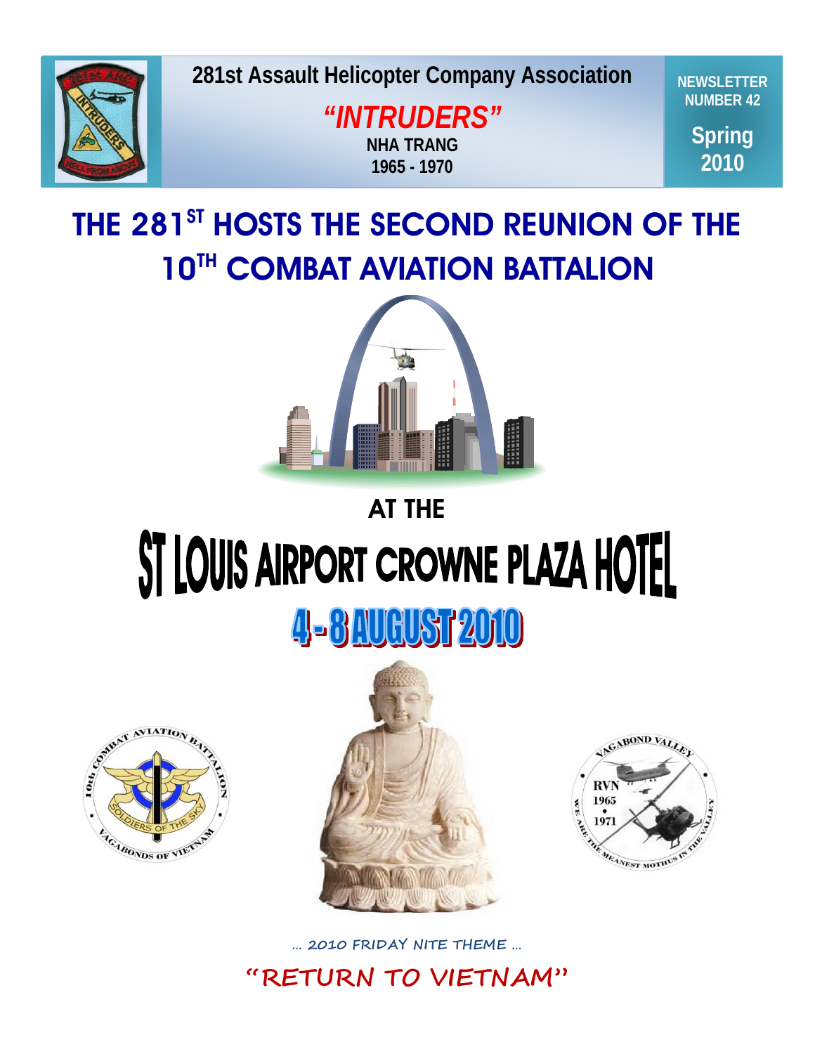281st Assault Helicopter Company Association

***"INTRUDERS"***

NHA TRANG

1965 - 1970

**NEWSLETTER NUMBER 42**

**Spring 2010**

# THE 281ST HOSTS THE SECOND REUNION OF THE 10TH COMBAT AVIATION BATTALION

## AT THE

# ST LOUIS AIRPORT CROWNE PLAZA HOTEL

## 4 - 8 AUGUST 2010

... 2010 FRIDAY NITE THEME ...

**"RETURN TO VIETNAM"**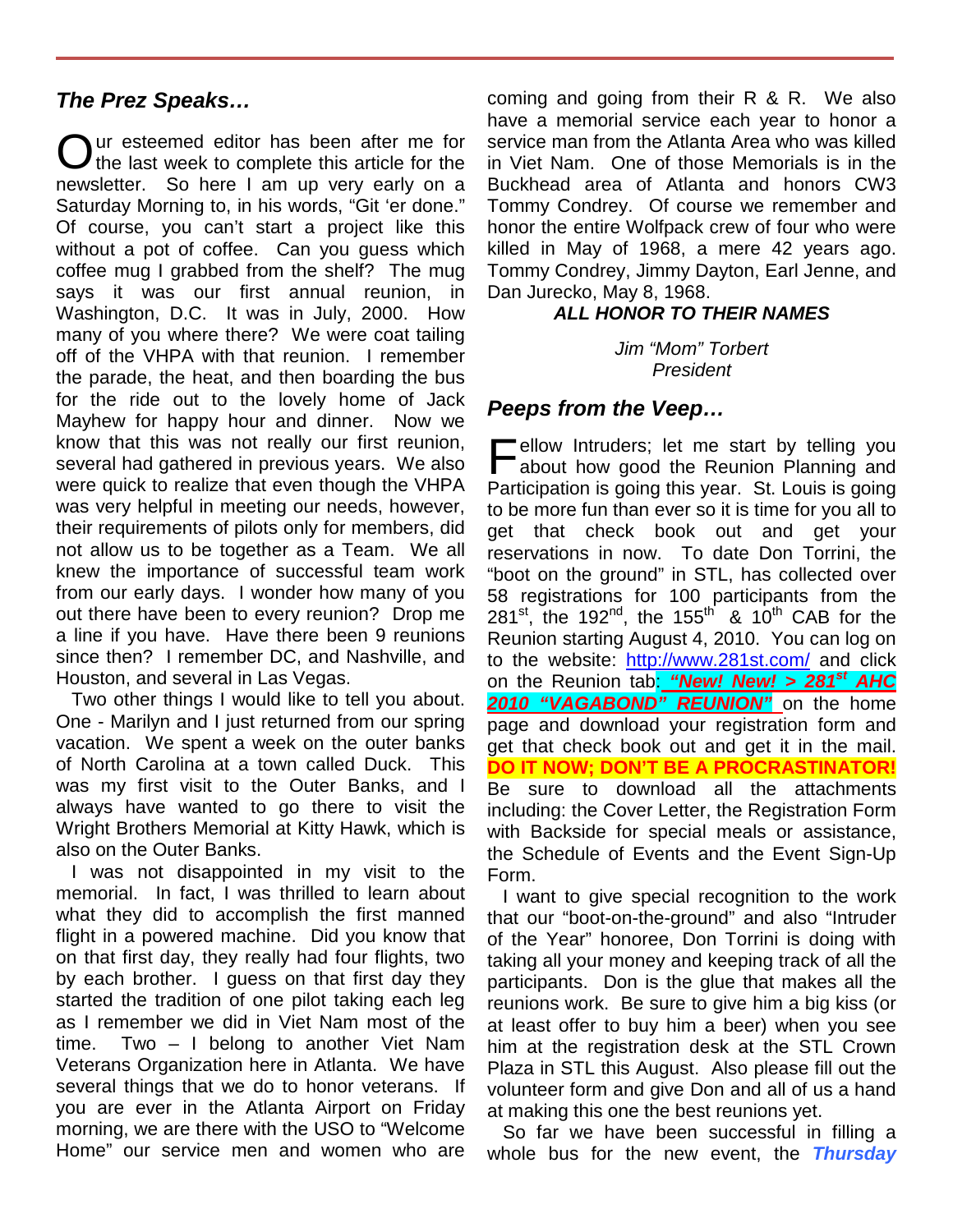## *The Prez Speaks…*

Our esteemed editor has been after me for the last week to complete this article for the newsletter. So here I am up very early on a Saturday Morning to, in his words, "Git 'er done." Of course, you can't start a project like this without a pot of coffee. Can you guess which coffee mug I grabbed from the shelf? The mug says it was our first annual reunion, in Washington, D.C. It was in July, 2000. How many of you where there? We were coat tailing off of the VHPA with that reunion. I remember the parade, the heat, and then boarding the bus for the ride out to the lovely home of Jack Mayhew for happy hour and dinner. Now we know that this was not really our first reunion, several had gathered in previous years. We also were quick to realize that even though the VHPA was very helpful in meeting our needs, however, their requirements of pilots only for members, did not allow us to be together as a Team. We all knew the importance of successful team work from our early days. I wonder how many of you out there have been to every reunion? Drop me a line if you have. Have there been 9 reunions since then? I remember DC, and Nashville, and Houston, and several in Las Vegas.

Two other things I would like to tell you about. One - Marilyn and I just returned from our spring vacation. We spent a week on the outer banks of North Carolina at a town called Duck. This was my first visit to the Outer Banks, and I always have wanted to go there to visit the Wright Brothers Memorial at Kitty Hawk, which is also on the Outer Banks.

I was not disappointed in my visit to the memorial. In fact, I was thrilled to learn about what they did to accomplish the first manned flight in a powered machine. Did you know that on that first day, they really had four flights, two by each brother. I guess on that first day they started the tradition of one pilot taking each leg as I remember we did in Viet Nam most of the time. Two – I belong to another Viet Nam Veterans Organization here in Atlanta. We have several things that we do to honor veterans. If you are ever in the Atlanta Airport on Friday morning, we are there with the USO to "Welcome Home" our service men and women who are coming and going from their R & R. We also have a memorial service each year to honor a service man from the Atlanta Area who was killed in Viet Nam. One of those Memorials is in the Buckhead area of Atlanta and honors CW3 Tommy Condrey. Of course we remember and honor the entire Wolfpack crew of four who were killed in May of 1968, a mere 42 years ago. Tommy Condrey, Jimmy Dayton, Earl Jenne, and Dan Jurecko, May 8, 1968.

***ALL HONOR TO THEIR NAMES***

*Jim "Mom" Torbert*
*President*

## *Peeps from the Veep…*

Fellow Intruders; let me start by telling you about how good the Reunion Planning and Participation is going this year. St. Louis is going to be more fun than ever so it is time for you all to get that check book out and get your reservations in now. To date Don Torrini, the "boot on the ground" in STL, has collected over 58 registrations for 100 participants from the 281st, the 192nd, the 155th & 10th CAB for the Reunion starting August 4, 2010. You can log on to the website: http://www.281st.com/ and click on the Reunion tab: ***"New! New! > 281st AHC 2010 "VAGABOND" REUNION"*** on the home page and download your registration form and get that check book out and get it in the mail. **DO IT NOW; DON'T BE A PROCRASTINATOR!** Be sure to download all the attachments including: the Cover Letter, the Registration Form with Backside for special meals or assistance, the Schedule of Events and the Event Sign-Up Form.

I want to give special recognition to the work that our "boot-on-the-ground" and also "Intruder of the Year" honoree, Don Torrini is doing with taking all your money and keeping track of all the participants. Don is the glue that makes all the reunions work. Be sure to give him a big kiss (or at least offer to buy him a beer) when you see him at the registration desk at the STL Crown Plaza in STL this August. Also please fill out the volunteer form and give Don and all of us a hand at making this one the best reunions yet.

So far we have been successful in filling a whole bus for the new event, the ***Thursday***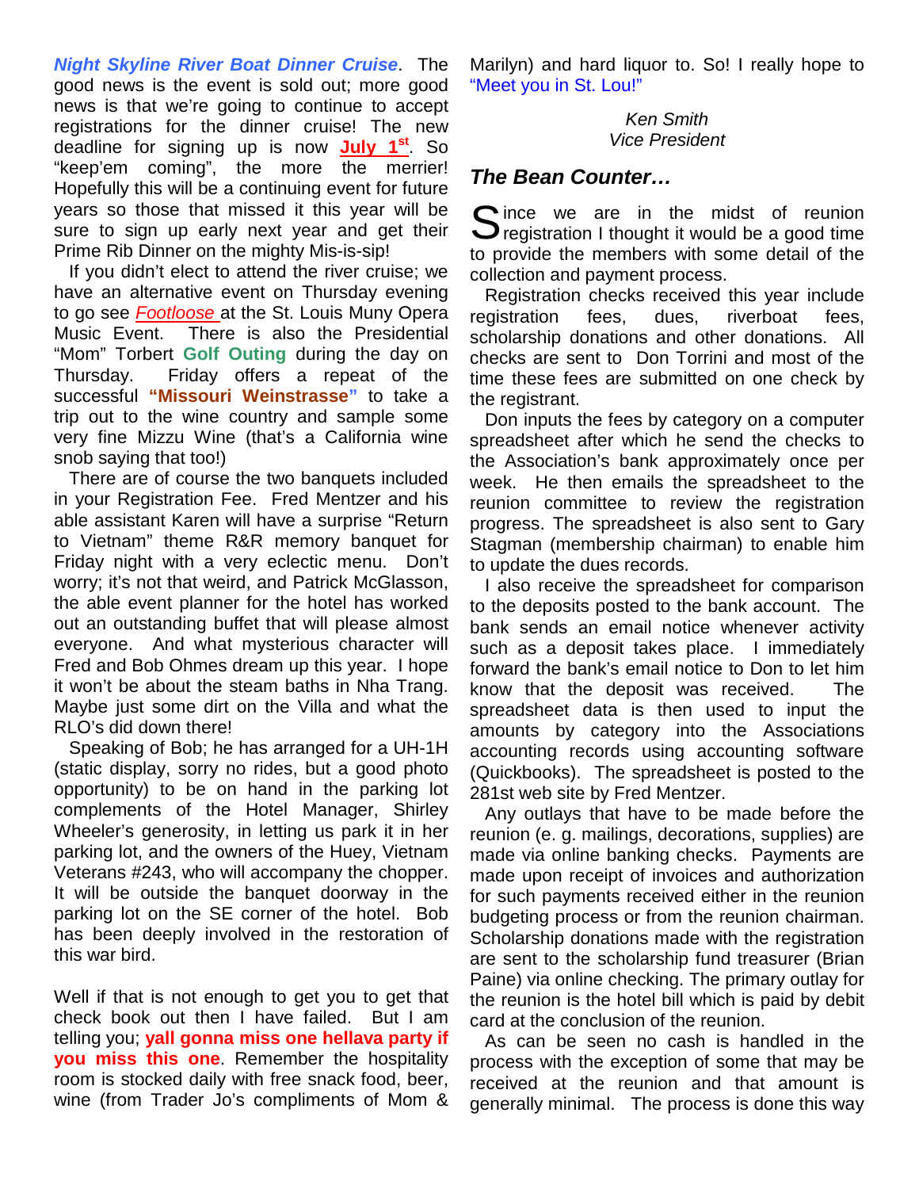***Night Skyline River Boat Dinner Cruise***. The good news is the event is sold out; more good news is that we're going to continue to accept registrations for the dinner cruise! The new deadline for signing up is now **July 1st**. So "keep'em coming", the more the merrier! Hopefully this will be a continuing event for future years so those that missed it this year will be sure to sign up early next year and get their Prime Rib Dinner on the mighty Mis-is-sip!

If you didn't elect to attend the river cruise; we have an alternative event on Thursday evening to go see *Footloose* at the St. Louis Muny Opera Music Event. There is also the Presidential "Mom" Torbert **Golf Outing** during the day on Thursday. Friday offers a repeat of the successful **"Missouri Weinstrasse"** to take a trip out to the wine country and sample some very fine Mizzu Wine (that's a California wine snob saying that too!)

There are of course the two banquets included in your Registration Fee. Fred Mentzer and his able assistant Karen will have a surprise "Return to Vietnam" theme R&R memory banquet for Friday night with a very eclectic menu. Don't worry; it's not that weird, and Patrick McGlasson, the able event planner for the hotel has worked out an outstanding buffet that will please almost everyone. And what mysterious character will Fred and Bob Ohmes dream up this year. I hope it won't be about the steam baths in Nha Trang. Maybe just some dirt on the Villa and what the RLO's did down there!

Speaking of Bob; he has arranged for a UH-1H (static display, sorry no rides, but a good photo opportunity) to be on hand in the parking lot complements of the Hotel Manager, Shirley Wheeler's generosity, in letting us park it in her parking lot, and the owners of the Huey, Vietnam Veterans #243, who will accompany the chopper. It will be outside the banquet doorway in the parking lot on the SE corner of the hotel. Bob has been deeply involved in the restoration of this war bird.

Well if that is not enough to get you to get that check book out then I have failed. But I am telling you; **yall gonna miss one hellava party if you miss this one**. Remember the hospitality room is stocked daily with free snack food, beer, wine (from Trader Jo's compliments of Mom & Marilyn) and hard liquor to. So! I really hope to "Meet you in St. Lou!"

*Ken Smith*
*Vice President*

## *The Bean Counter…*

Since we are in the midst of reunion registration I thought it would be a good time to provide the members with some detail of the collection and payment process.

Registration checks received this year include registration fees, dues, riverboat fees, scholarship donations and other donations. All checks are sent to Don Torrini and most of the time these fees are submitted on one check by the registrant.

Don inputs the fees by category on a computer spreadsheet after which he send the checks to the Association's bank approximately once per week. He then emails the spreadsheet to the reunion committee to review the registration progress. The spreadsheet is also sent to Gary Stagman (membership chairman) to enable him to update the dues records.

I also receive the spreadsheet for comparison to the deposits posted to the bank account. The bank sends an email notice whenever activity such as a deposit takes place. I immediately forward the bank's email notice to Don to let him know that the deposit was received. The spreadsheet data is then used to input the amounts by category into the Associations accounting records using accounting software (Quickbooks). The spreadsheet is posted to the 281st web site by Fred Mentzer.

Any outlays that have to be made before the reunion (e. g. mailings, decorations, supplies) are made via online banking checks. Payments are made upon receipt of invoices and authorization for such payments received either in the reunion budgeting process or from the reunion chairman. Scholarship donations made with the registration are sent to the scholarship fund treasurer (Brian Paine) via online checking. The primary outlay for the reunion is the hotel bill which is paid by debit card at the conclusion of the reunion.

As can be seen no cash is handled in the process with the exception of some that may be received at the reunion and that amount is generally minimal. The process is done this way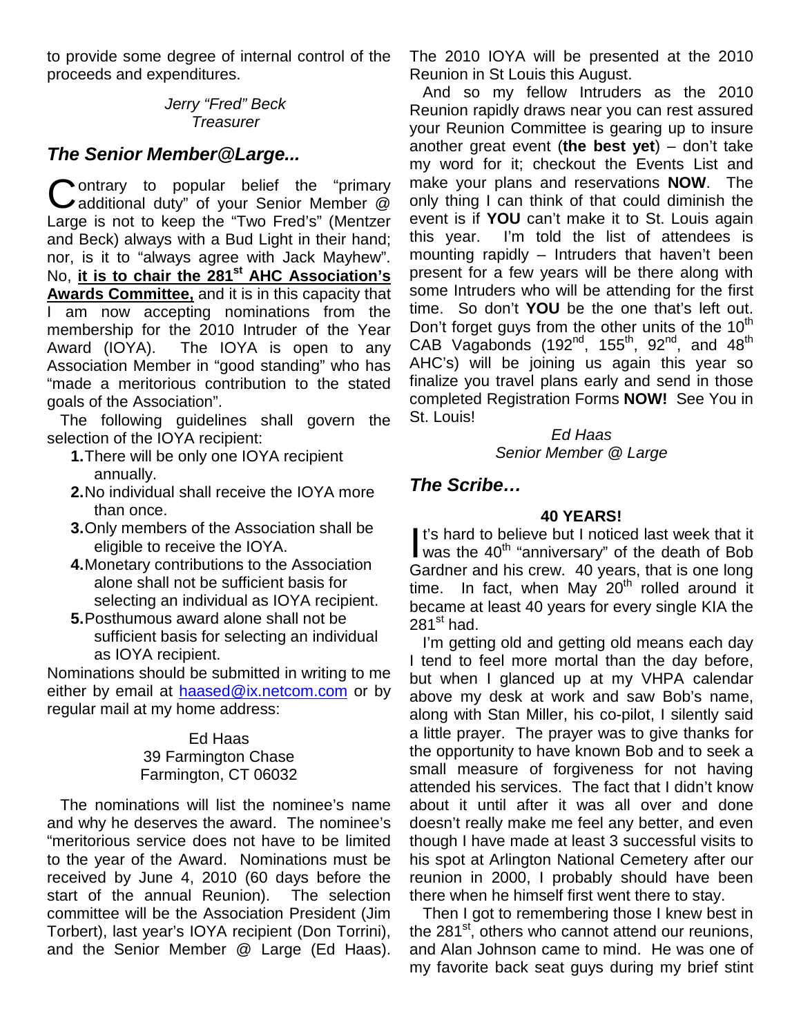to provide some degree of internal control of the proceeds and expenditures.

*Jerry "Fred" Beck*
*Treasurer*

## *The Senior Member@Large...*

Contrary to popular belief the "primary additional duty" of your Senior Member @ Large is not to keep the "Two Fred's" (Mentzer and Beck) always with a Bud Light in their hand; nor, is it to "always agree with Jack Mayhew". No, **it is to chair the 281st AHC Association's Awards Committee,** and it is in this capacity that I am now accepting nominations from the membership for the 2010 Intruder of the Year Award (IOYA). The IOYA is open to any Association Member in "good standing" who has "made a meritorious contribution to the stated goals of the Association".

The following guidelines shall govern the selection of the IOYA recipient:

1. There will be only one IOYA recipient annually.
2. No individual shall receive the IOYA more than once.
3. Only members of the Association shall be eligible to receive the IOYA.
4. Monetary contributions to the Association alone shall not be sufficient basis for selecting an individual as IOYA recipient.
5. Posthumous award alone shall not be sufficient basis for selecting an individual as IOYA recipient.

Nominations should be submitted in writing to me either by email at haased@ix.netcom.com or by regular mail at my home address:

Ed Haas
39 Farmington Chase
Farmington, CT 06032

The nominations will list the nominee's name and why he deserves the award. The nominee's "meritorious service does not have to be limited to the year of the Award. Nominations must be received by June 4, 2010 (60 days before the start of the annual Reunion). The selection committee will be the Association President (Jim Torbert), last year's IOYA recipient (Don Torrini), and the Senior Member @ Large (Ed Haas). The 2010 IOYA will be presented at the 2010 Reunion in St Louis this August.

And so my fellow Intruders as the 2010 Reunion rapidly draws near you can rest assured your Reunion Committee is gearing up to insure another great event (**the best yet**) – don't take my word for it; checkout the Events List and make your plans and reservations **NOW**. The only thing I can think of that could diminish the event is if **YOU** can't make it to St. Louis again this year. I'm told the list of attendees is mounting rapidly – Intruders that haven't been present for a few years will be there along with some Intruders who will be attending for the first time. So don't **YOU** be the one that's left out. Don't forget guys from the other units of the 10th CAB Vagabonds (192nd, 155th, 92nd, and 48th AHC's) will be joining us again this year so finalize you travel plans early and send in those completed Registration Forms **NOW!** See You in St. Louis!

*Ed Haas*
*Senior Member @ Large*

## *The Scribe…*

**40 YEARS!**

It's hard to believe but I noticed last week that it was the 40th "anniversary" of the death of Bob Gardner and his crew. 40 years, that is one long time. In fact, when May 20th rolled around it became at least 40 years for every single KIA the 281st had.

I'm getting old and getting old means each day I tend to feel more mortal than the day before, but when I glanced up at my VHPA calendar above my desk at work and saw Bob's name, along with Stan Miller, his co-pilot, I silently said a little prayer. The prayer was to give thanks for the opportunity to have known Bob and to seek a small measure of forgiveness for not having attended his services. The fact that I didn't know about it until after it was all over and done doesn't really make me feel any better, and even though I have made at least 3 successful visits to his spot at Arlington National Cemetery after our reunion in 2000, I probably should have been there when he himself first went there to stay.

Then I got to remembering those I knew best in the 281st, others who cannot attend our reunions, and Alan Johnson came to mind. He was one of my favorite back seat guys during my brief stint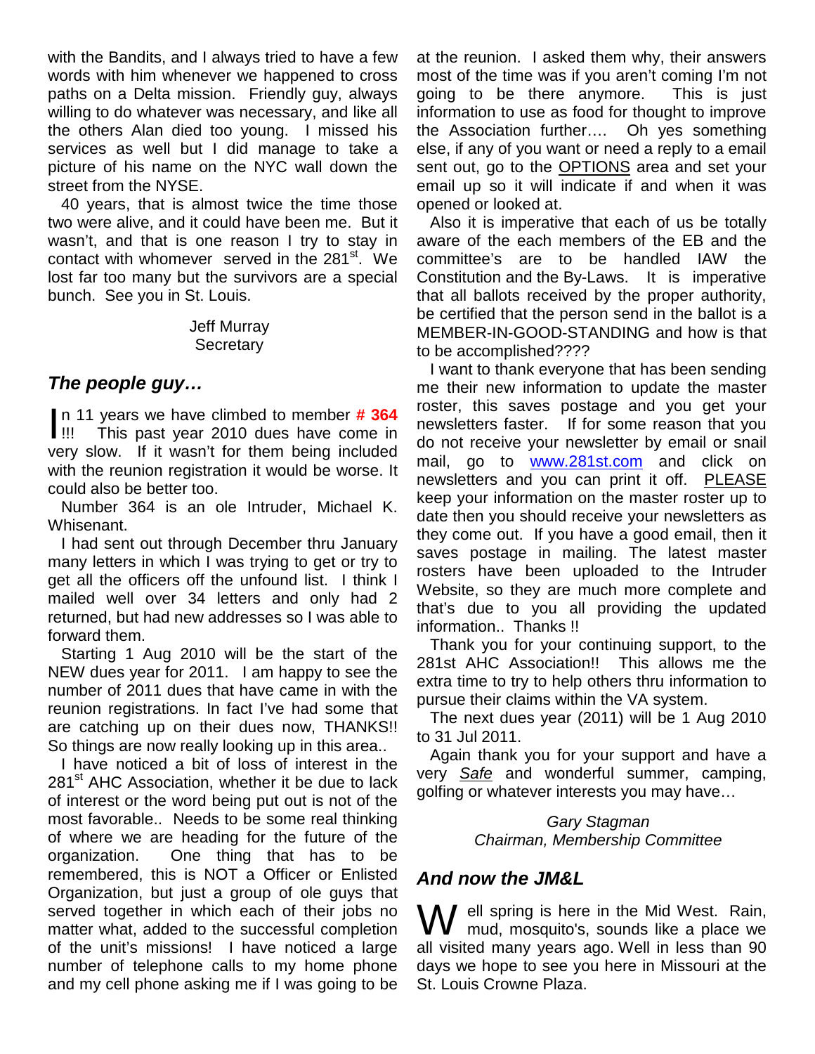with the Bandits, and I always tried to have a few words with him whenever we happened to cross paths on a Delta mission. Friendly guy, always willing to do whatever was necessary, and like all the others Alan died too young. I missed his services as well but I did manage to take a picture of his name on the NYC wall down the street from the NYSE.

40 years, that is almost twice the time those two were alive, and it could have been me. But it wasn't, and that is one reason I try to stay in contact with whomever served in the 281st. We lost far too many but the survivors are a special bunch. See you in St. Louis.

Jeff Murray
Secretary

## *The people guy…*

In 11 years we have climbed to member **# 364** !!! This past year 2010 dues have come in very slow. If it wasn't for them being included with the reunion registration it would be worse. It could also be better too.

Number 364 is an ole Intruder, Michael K. Whisenant.

I had sent out through December thru January many letters in which I was trying to get or try to get all the officers off the unfound list. I think I mailed well over 34 letters and only had 2 returned, but had new addresses so I was able to forward them.

Starting 1 Aug 2010 will be the start of the NEW dues year for 2011. I am happy to see the number of 2011 dues that have came in with the reunion registrations. In fact I've had some that are catching up on their dues now, THANKS!! So things are now really looking up in this area..

I have noticed a bit of loss of interest in the 281st AHC Association, whether it be due to lack of interest or the word being put out is not of the most favorable.. Needs to be some real thinking of where we are heading for the future of the organization. One thing that has to be remembered, this is NOT a Officer or Enlisted Organization, but just a group of ole guys that served together in which each of their jobs no matter what, added to the successful completion of the unit's missions! I have noticed a large number of telephone calls to my home phone and my cell phone asking me if I was going to be at the reunion. I asked them why, their answers most of the time was if you aren't coming I'm not going to be there anymore. This is just information to use as food for thought to improve the Association further…. Oh yes something else, if any of you want or need a reply to a email sent out, go to the OPTIONS area and set your email up so it will indicate if and when it was opened or looked at.

Also it is imperative that each of us be totally aware of the each members of the EB and the committee's are to be handled IAW the Constitution and the By-Laws. It is imperative that all ballots received by the proper authority, be certified that the person send in the ballot is a MEMBER-IN-GOOD-STANDING and how is that to be accomplished????

I want to thank everyone that has been sending me their new information to update the master roster, this saves postage and you get your newsletters faster. If for some reason that you do not receive your newsletter by email or snail mail, go to www.281st.com and click on newsletters and you can print it off. PLEASE keep your information on the master roster up to date then you should receive your newsletters as they come out. If you have a good email, then it saves postage in mailing. The latest master rosters have been uploaded to the Intruder Website, so they are much more complete and that's due to you all providing the updated information.. Thanks !!

Thank you for your continuing support, to the 281st AHC Association!! This allows me the extra time to try to help others thru information to pursue their claims within the VA system.

The next dues year (2011) will be 1 Aug 2010 to 31 Jul 2011.

Again thank you for your support and have a very *Safe* and wonderful summer, camping, golfing or whatever interests you may have…

*Gary Stagman*
*Chairman, Membership Committee*

## *And now the JM&L*

Well spring is here in the Mid West. Rain, mud, mosquito's, sounds like a place we all visited many years ago. Well in less than 90 days we hope to see you here in Missouri at the St. Louis Crowne Plaza.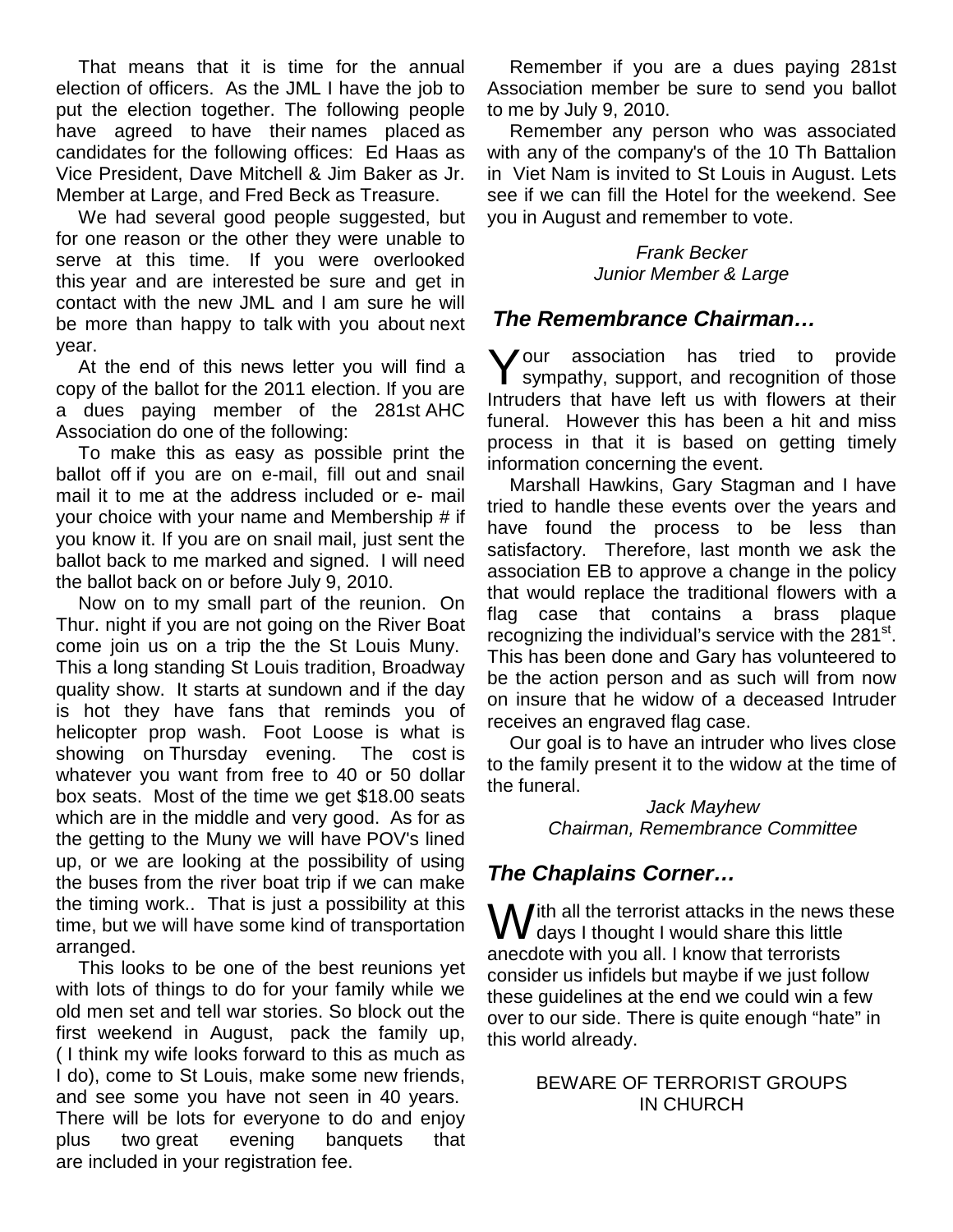That means that it is time for the annual election of officers. As the JML I have the job to put the election together. The following people have agreed to have their names placed as candidates for the following offices: Ed Haas as Vice President, Dave Mitchell & Jim Baker as Jr. Member at Large, and Fred Beck as Treasure.

We had several good people suggested, but for one reason or the other they were unable to serve at this time. If you were overlooked this year and are interested be sure and get in contact with the new JML and I am sure he will be more than happy to talk with you about next year.

At the end of this news letter you will find a copy of the ballot for the 2011 election. If you are a dues paying member of the 281st AHC Association do one of the following:

To make this as easy as possible print the ballot off if you are on e-mail, fill out and snail mail it to me at the address included or e- mail your choice with your name and Membership # if you know it. If you are on snail mail, just sent the ballot back to me marked and signed. I will need the ballot back on or before July 9, 2010.

Now on to my small part of the reunion. On Thur. night if you are not going on the River Boat come join us on a trip the the St Louis Muny. This a long standing St Louis tradition, Broadway quality show. It starts at sundown and if the day is hot they have fans that reminds you of helicopter prop wash. Foot Loose is what is showing on Thursday evening. The cost is whatever you want from free to 40 or 50 dollar box seats. Most of the time we get $18.00 seats which are in the middle and very good. As for as the getting to the Muny we will have POV's lined up, or we are looking at the possibility of using the buses from the river boat trip if we can make the timing work.. That is just a possibility at this time, but we will have some kind of transportation arranged.

This looks to be one of the best reunions yet with lots of things to do for your family while we old men set and tell war stories. So block out the first weekend in August, pack the family up, ( I think my wife looks forward to this as much as I do), come to St Louis, make some new friends, and see some you have not seen in 40 years. There will be lots for everyone to do and enjoy plus two great evening banquets that are included in your registration fee.

Remember if you are a dues paying 281st Association member be sure to send you ballot to me by July 9, 2010.

Remember any person who was associated with any of the company's of the 10 Th Battalion in Viet Nam is invited to St Louis in August. Lets see if we can fill the Hotel for the weekend. See you in August and remember to vote.

*Frank Becker*
*Junior Member & Large*

## *The Remembrance Chairman…*

Your association has tried to provide sympathy, support, and recognition of those Intruders that have left us with flowers at their funeral. However this has been a hit and miss process in that it is based on getting timely information concerning the event.

Marshall Hawkins, Gary Stagman and I have tried to handle these events over the years and have found the process to be less than satisfactory. Therefore, last month we ask the association EB to approve a change in the policy that would replace the traditional flowers with a flag case that contains a brass plaque recognizing the individual's service with the 281st. This has been done and Gary has volunteered to be the action person and as such will from now on insure that he widow of a deceased Intruder receives an engraved flag case.

Our goal is to have an intruder who lives close to the family present it to the widow at the time of the funeral.

*Jack Mayhew*
*Chairman, Remembrance Committee*

## *The Chaplains Corner…*

With all the terrorist attacks in the news these days I thought I would share this little anecdote with you all. I know that terrorists consider us infidels but maybe if we just follow these guidelines at the end we could win a few over to our side. There is quite enough "hate" in this world already.

BEWARE OF TERRORIST GROUPS
IN CHURCH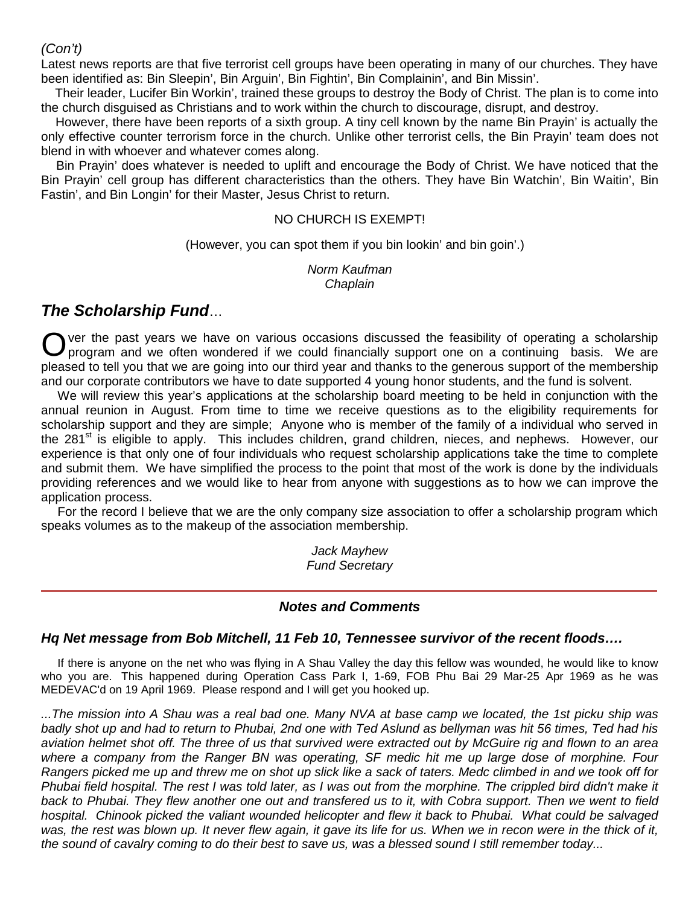*(Con't)*

Latest news reports are that five terrorist cell groups have been operating in many of our churches. They have been identified as: Bin Sleepin', Bin Arguin', Bin Fightin', Bin Complainin', and Bin Missin'.

Their leader, Lucifer Bin Workin', trained these groups to destroy the Body of Christ. The plan is to come into the church disguised as Christians and to work within the church to discourage, disrupt, and destroy.

However, there have been reports of a sixth group. A tiny cell known by the name Bin Prayin' is actually the only effective counter terrorism force in the church. Unlike other terrorist cells, the Bin Prayin' team does not blend in with whoever and whatever comes along.

Bin Prayin' does whatever is needed to uplift and encourage the Body of Christ. We have noticed that the Bin Prayin' cell group has different characteristics than the others. They have Bin Watchin', Bin Waitin', Bin Fastin', and Bin Longin' for their Master, Jesus Christ to return.

NO CHURCH IS EXEMPT!

(However, you can spot them if you bin lookin' and bin goin'.)

*Norm Kaufman*
*Chaplain*

## ***The Scholarship Fund***...

Over the past years we have on various occasions discussed the feasibility of operating a scholarship program and we often wondered if we could financially support one on a continuing basis. We are pleased to tell you that we are going into our third year and thanks to the generous support of the membership and our corporate contributors we have to date supported 4 young honor students, and the fund is solvent.

We will review this year's applications at the scholarship board meeting to be held in conjunction with the annual reunion in August. From time to time we receive questions as to the eligibility requirements for scholarship support and they are simple; Anyone who is member of the family of a individual who served in the 281st is eligible to apply. This includes children, grand children, nieces, and nephews. However, our experience is that only one of four individuals who request scholarship applications take the time to complete and submit them. We have simplified the process to the point that most of the work is done by the individuals providing references and we would like to hear from anyone with suggestions as to how we can improve the application process.

For the record I believe that we are the only company size association to offer a scholarship program which speaks volumes as to the makeup of the association membership.

*Jack Mayhew*
*Fund Secretary*

---

### ***Notes and Comments***

#### ***Hq Net message from Bob Mitchell, 11 Feb 10, Tennessee survivor of the recent floods….***

If there is anyone on the net who was flying in A Shau Valley the day this fellow was wounded, he would like to know who you are. This happened during Operation Cass Park I, 1-69, FOB Phu Bai 29 Mar-25 Apr 1969 as he was MEDEVAC'd on 19 April 1969. Please respond and I will get you hooked up.

*...The mission into A Shau was a real bad one. Many NVA at base camp we located, the 1st picku ship was badly shot up and had to return to Phubai, 2nd one with Ted Aslund as bellyman was hit 56 times, Ted had his aviation helmet shot off. The three of us that survived were extracted out by McGuire rig and flown to an area where a company from the Ranger BN was operating, SF medic hit me up large dose of morphine. Four Rangers picked me up and threw me on shot up slick like a sack of taters. Medc climbed in and we took off for Phubai field hospital. The rest I was told later, as I was out from the morphine. The crippled bird didn't make it back to Phubai. They flew another one out and transfered us to it, with Cobra support. Then we went to field hospital. Chinook picked the valiant wounded helicopter and flew it back to Phubai. What could be salvaged was, the rest was blown up. It never flew again, it gave its life for us. When we in recon were in the thick of it, the sound of cavalry coming to do their best to save us, was a blessed sound I still remember today...*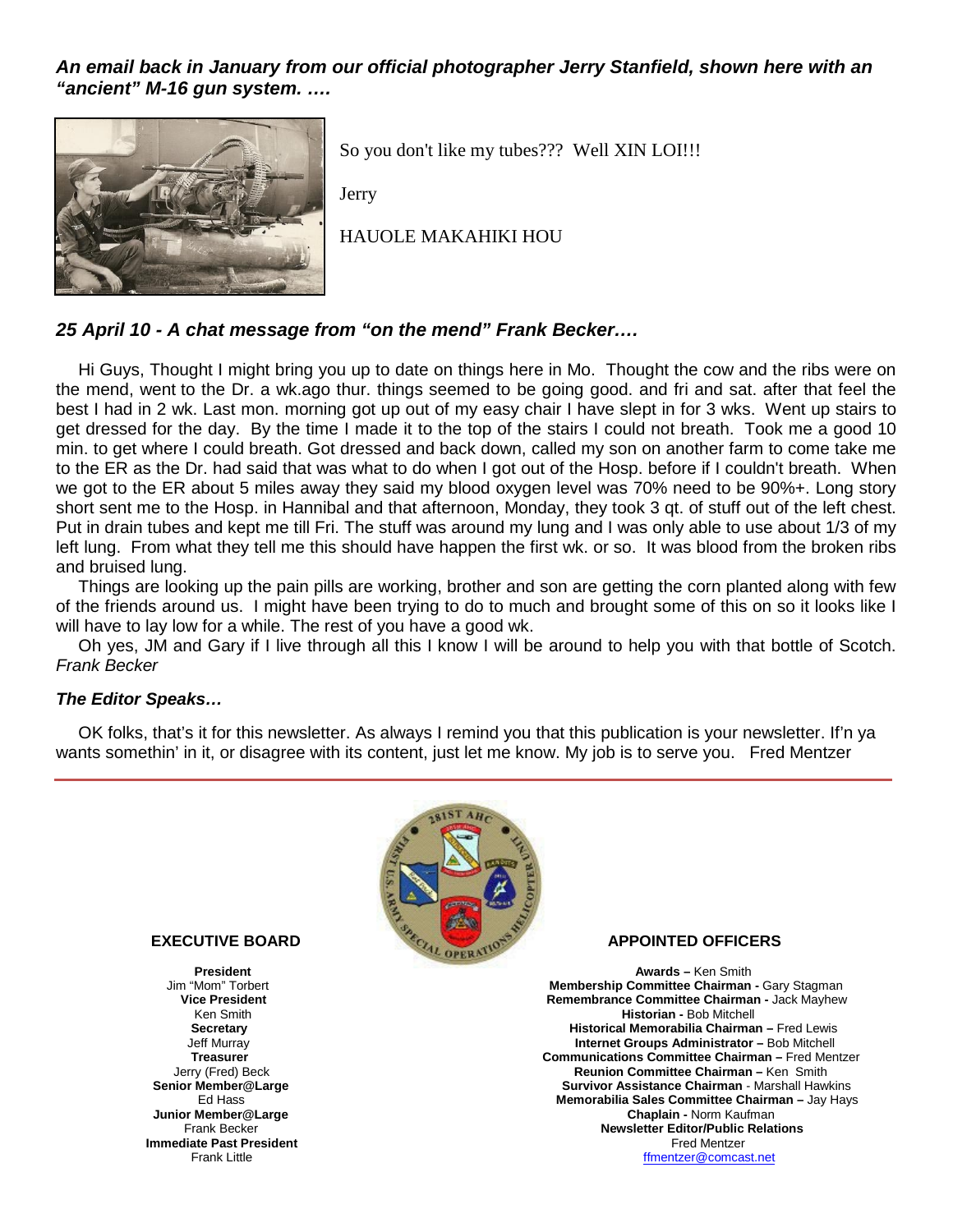***An email back in January from our official photographer Jerry Stanfield, shown here with an "ancient" M-16 gun system. ….***

So you don't like my tubes??? Well XIN LOI!!!

Jerry

HAUOLE MAKAHIKI HOU

***25 April 10 - A chat message from "on the mend" Frank Becker….***

Hi Guys, Thought I might bring you up to date on things here in Mo. Thought the cow and the ribs were on the mend, went to the Dr. a wk.ago thur. things seemed to be going good. and fri and sat. after that feel the best I had in 2 wk. Last mon. morning got up out of my easy chair I have slept in for 3 wks. Went up stairs to get dressed for the day. By the time I made it to the top of the stairs I could not breath. Took me a good 10 min. to get where I could breath. Got dressed and back down, called my son on another farm to come take me to the ER as the Dr. had said that was what to do when I got out of the Hosp. before if I couldn't breath. When we got to the ER about 5 miles away they said my blood oxygen level was 70% need to be 90%+. Long story short sent me to the Hosp. in Hannibal and that afternoon, Monday, they took 3 qt. of stuff out of the left chest. Put in drain tubes and kept me till Fri. The stuff was around my lung and I was only able to use about 1/3 of my left lung. From what they tell me this should have happen the first wk. or so. It was blood from the broken ribs and bruised lung.

Things are looking up the pain pills are working, brother and son are getting the corn planted along with few of the friends around us. I might have been trying to do to much and brought some of this on so it looks like I will have to lay low for a while. The rest of you have a good wk.

Oh yes, JM and Gary if I live through all this I know I will be around to help you with that bottle of Scotch. *Frank Becker*

***The Editor Speaks…***

OK folks, that's it for this newsletter. As always I remind you that this publication is your newsletter. If'n ya wants somethin' in it, or disagree with its content, just let me know. My job is to serve you. Fred Mentzer

---

**EXECUTIVE BOARD**

**President**
Jim "Mom" Torbert
**Vice President**
Ken Smith
**Secretary**
Jeff Murray
**Treasurer**
Jerry (Fred) Beck
**Senior Member@Large**
Ed Hass
**Junior Member@Large**
Frank Becker
**Immediate Past President**
Frank Little

**APPOINTED OFFICERS**

**Awards –** Ken Smith
**Membership Committee Chairman -** Gary Stagman
**Remembrance Committee Chairman -** Jack Mayhew
**Historian -** Bob Mitchell
**Historical Memorabilia Chairman –** Fred Lewis
**Internet Groups Administrator –** Bob Mitchell
**Communications Committee Chairman –** Fred Mentzer
**Reunion Committee Chairman –** Ken Smith
**Survivor Assistance Chairman** - Marshall Hawkins
**Memorabilia Sales Committee Chairman –** Jay Hays
**Chaplain -** Norm Kaufman
**Newsletter Editor/Public Relations**
Fred Mentzer
ffmentzer@comcast.net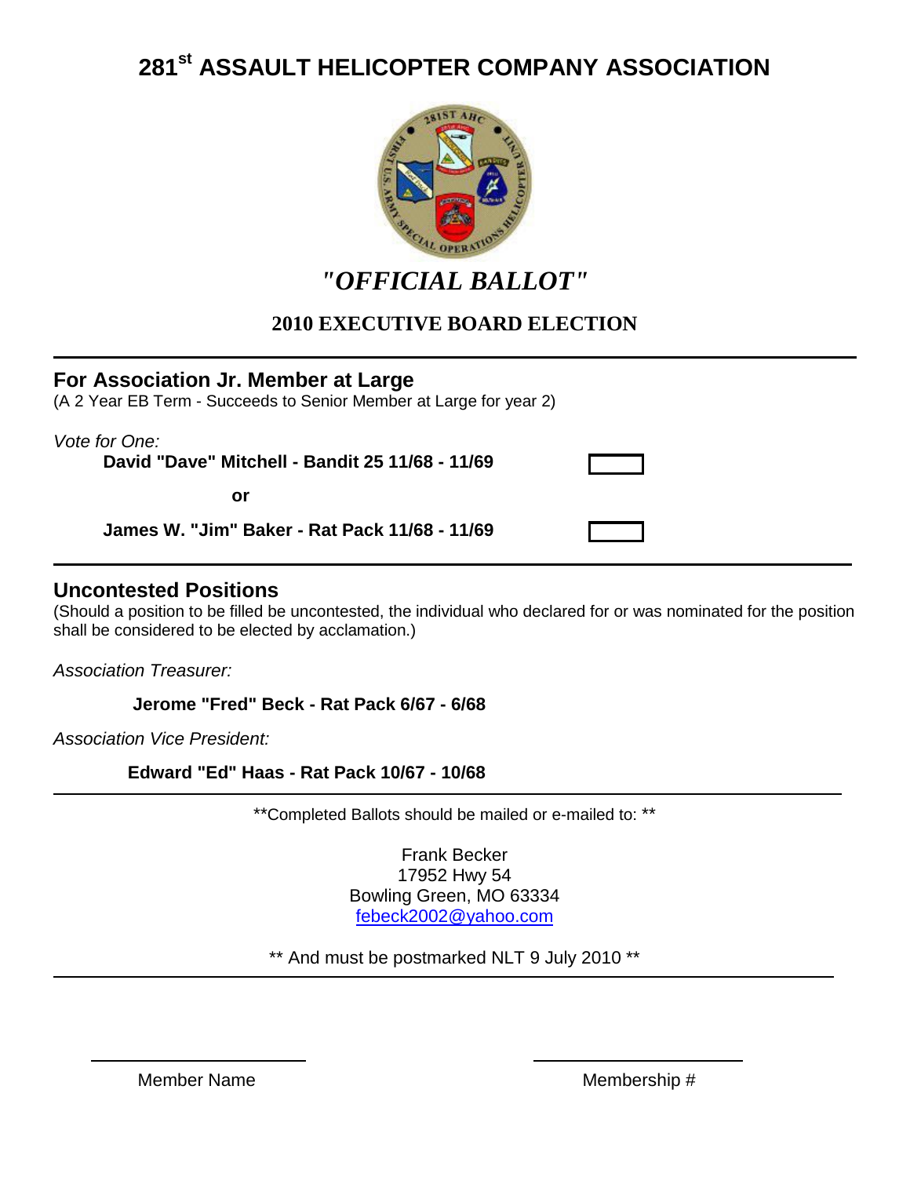# 281st ASSAULT HELICOPTER COMPANY ASSOCIATION

## *"OFFICIAL BALLOT"*

### 2010 EXECUTIVE BOARD ELECTION

---

## For Association Jr. Member at Large

(A 2 Year EB Term - Succeeds to Senior Member at Large for year 2)

*Vote for One:*

**David "Dave" Mitchell - Bandit 25 11/68 - 11/69** ☐

**or**

**James W. "Jim" Baker - Rat Pack 11/68 - 11/69** ☐

---

## Uncontested Positions

(Should a position to be filled be uncontested, the individual who declared for or was nominated for the position shall be considered to be elected by acclamation.)

*Association Treasurer:*

**Jerome "Fred" Beck - Rat Pack 6/67 - 6/68**

*Association Vice President:*

**Edward "Ed" Haas - Rat Pack 10/67 - 10/68**

---

**Completed Ballots should be mailed or e-mailed to: **

Frank Becker
17952 Hwy 54
Bowling Green, MO 63334
febeck2002@yahoo.com

** And must be postmarked NLT 9 July 2010 **

---

Member Name ____________________ Membership # ____________________